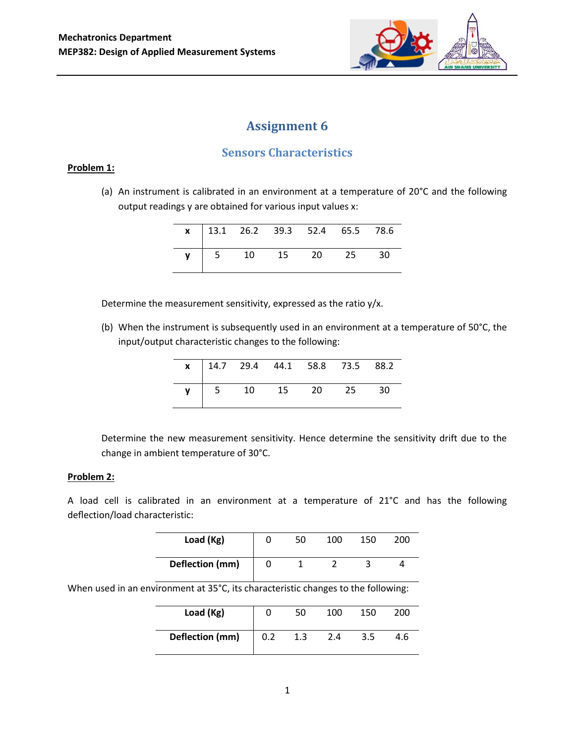Mechatronics Department

MEP382: Design of Applied Measurement Systems

# Assignment 6

## Sensors Characteristics

**Problem 1:**

(a) An instrument is calibrated in an environment at a temperature of 20°C and the following output readings y are obtained for various input values x:

| x | 13.1 | 26.2 | 39.3 | 52.4 | 65.5 | 78.6 |
|---|---|---|---|---|---|---|
| y | 5 | 10 | 15 | 20 | 25 | 30 |

Determine the measurement sensitivity, expressed as the ratio y/x.

(b) When the instrument is subsequently used in an environment at a temperature of 50°C, the input/output characteristic changes to the following:

| x | 14.7 | 29.4 | 44.1 | 58.8 | 73.5 | 88.2 |
|---|---|---|---|---|---|---|
| y | 5 | 10 | 15 | 20 | 25 | 30 |

Determine the new measurement sensitivity. Hence determine the sensitivity drift due to the change in ambient temperature of 30°C.

**Problem 2:**

A load cell is calibrated in an environment at a temperature of 21°C and has the following deflection/load characteristic:

| Load (Kg) | 0 | 50 | 100 | 150 | 200 |
|---|---|---|---|---|---|
| Deflection (mm) | 0 | 1 | 2 | 3 | 4 |

When used in an environment at 35°C, its characteristic changes to the following:

| Load (Kg) | 0 | 50 | 100 | 150 | 200 |
|---|---|---|---|---|---|
| Deflection (mm) | 0.2 | 1.3 | 2.4 | 3.5 | 4.6 |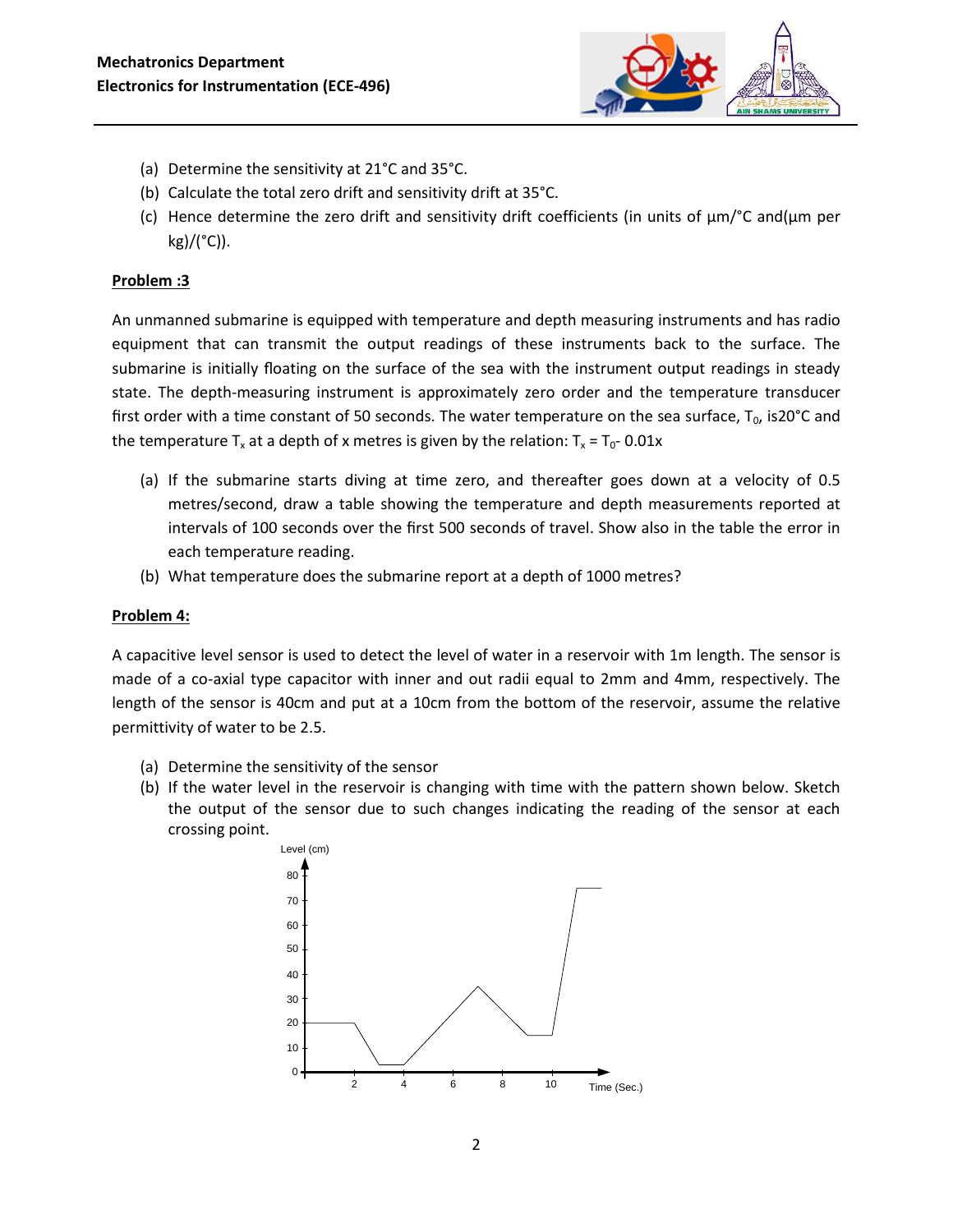(a) Determine the sensitivity at 21°C and 35°C.

(b) Calculate the total zero drift and sensitivity drift at 35°C.

(c) Hence determine the zero drift and sensitivity drift coefficients (in units of μm/°C and(μm per kg)/(°C)).

**Problem :3**

An unmanned submarine is equipped with temperature and depth measuring instruments and has radio equipment that can transmit the output readings of these instruments back to the surface. The submarine is initially floating on the surface of the sea with the instrument output readings in steady state. The depth-measuring instrument is approximately zero order and the temperature transducer first order with a time constant of 50 seconds. The water temperature on the sea surface, $T_0$, is20°C and the temperature $T_x$ at a depth of x metres is given by the relation: $T_x = T_0 - 0.01x$

(a) If the submarine starts diving at time zero, and thereafter goes down at a velocity of 0.5 metres/second, draw a table showing the temperature and depth measurements reported at intervals of 100 seconds over the first 500 seconds of travel. Show also in the table the error in each temperature reading.

(b) What temperature does the submarine report at a depth of 1000 metres?

**Problem 4:**

A capacitive level sensor is used to detect the level of water in a reservoir with 1m length. The sensor is made of a co-axial type capacitor with inner and out radii equal to 2mm and 4mm, respectively. The length of the sensor is 40cm and put at a 10cm from the bottom of the reservoir, assume the relative permittivity of water to be 2.5.

(a) Determine the sensitivity of the sensor

(b) If the water level in the reservoir is changing with time with the pattern shown below. Sketch the output of the sensor due to such changes indicating the reading of the sensor at each crossing point.

Level (cm) vs. Time (Sec.)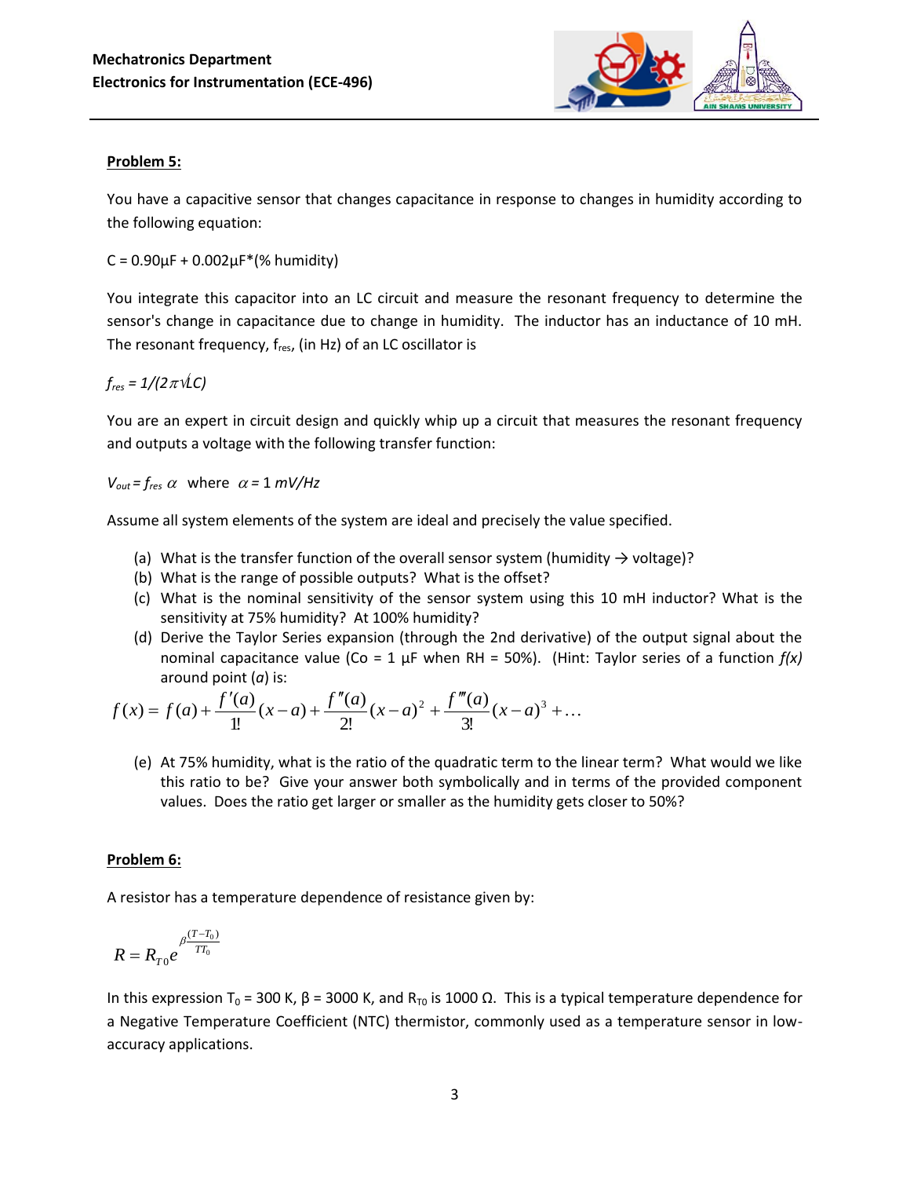**Mechatronics Department**
**Electronics for Instrumentation (ECE-496)**

**Problem 5:**

You have a capacitive sensor that changes capacitance in response to changes in humidity according to the following equation:

C = 0.90μF + 0.002μF*(% humidity)

You integrate this capacitor into an LC circuit and measure the resonant frequency to determine the sensor's change in capacitance due to change in humidity. The inductor has an inductance of 10 mH. The resonant frequency, $f_{res}$, (in Hz) of an LC oscillator is

$f_{res} = 1/(2\pi\sqrt{LC})$

You are an expert in circuit design and quickly whip up a circuit that measures the resonant frequency and outputs a voltage with the following transfer function:

$V_{out} = f_{res}\,\alpha$ where $\alpha = 1\ mV/Hz$

Assume all system elements of the system are ideal and precisely the value specified.

(a) What is the transfer function of the overall sensor system (humidity → voltage)?
(b) What is the range of possible outputs? What is the offset?
(c) What is the nominal sensitivity of the sensor system using this 10 mH inductor? What is the sensitivity at 75% humidity? At 100% humidity?
(d) Derive the Taylor Series expansion (through the 2nd derivative) of the output signal about the nominal capacitance value (Co = 1 μF when RH = 50%). (Hint: Taylor series of a function *f(x)* around point (*a*) is:

$$f(x) = f(a) + \frac{f'(a)}{1!}(x-a) + \frac{f''(a)}{2!}(x-a)^2 + \frac{f'''(a)}{3!}(x-a)^3 + \ldots$$

(e) At 75% humidity, what is the ratio of the quadratic term to the linear term? What would we like this ratio to be? Give your answer both symbolically and in terms of the provided component values. Does the ratio get larger or smaller as the humidity gets closer to 50%?

**Problem 6:**

A resistor has a temperature dependence of resistance given by:

$$R = R_{T0}\, e^{\beta\frac{(T-T_0)}{TT_0}}$$

In this expression $T_0$ = 300 K, β = 3000 K, and $R_{T0}$ is 1000 Ω. This is a typical temperature dependence for a Negative Temperature Coefficient (NTC) thermistor, commonly used as a temperature sensor in low-accuracy applications.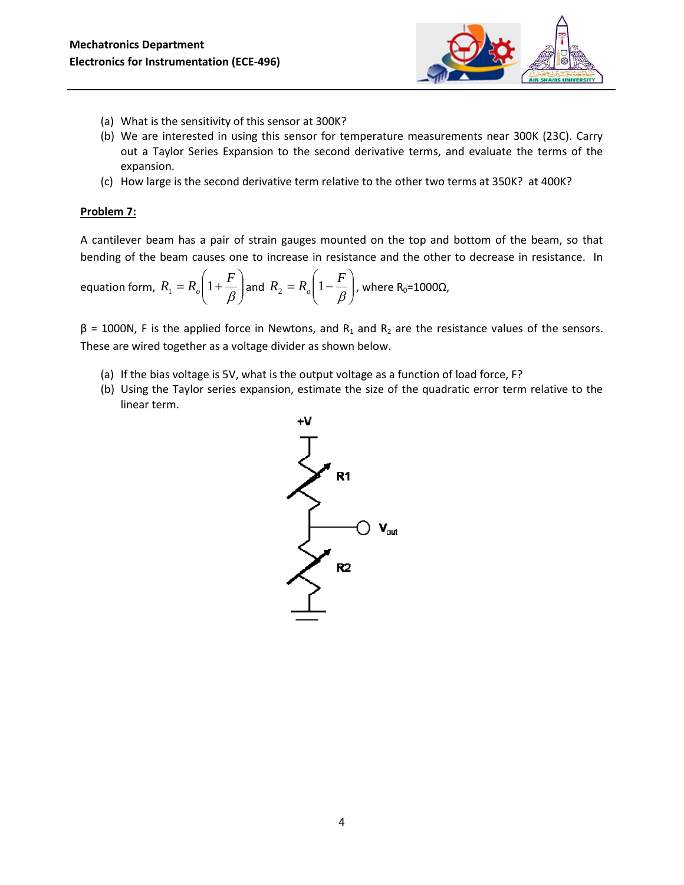(a) What is the sensitivity of this sensor at 300K?

(b) We are interested in using this sensor for temperature measurements near 300K (23C). Carry out a Taylor Series Expansion to the second derivative terms, and evaluate the terms of the expansion.

(c) How large is the second derivative term relative to the other two terms at 350K? at 400K?

**Problem 7:**

A cantilever beam has a pair of strain gauges mounted on the top and bottom of the beam, so that bending of the beam causes one to increase in resistance and the other to decrease in resistance. In equation form, $R_1 = R_o\left(1+\frac{F}{\beta}\right)$ and $R_2 = R_o\left(1-\frac{F}{\beta}\right)$, where $R_0$=1000Ω,

β = 1000N, F is the applied force in Newtons, and $R_1$ and $R_2$ are the resistance values of the sensors. These are wired together as a voltage divider as shown below.

(a) If the bias voltage is 5V, what is the output voltage as a function of load force, F?

(b) Using the Taylor series expansion, estimate the size of the quadratic error term relative to the linear term.

+V

R1

$V_{out}$

R2